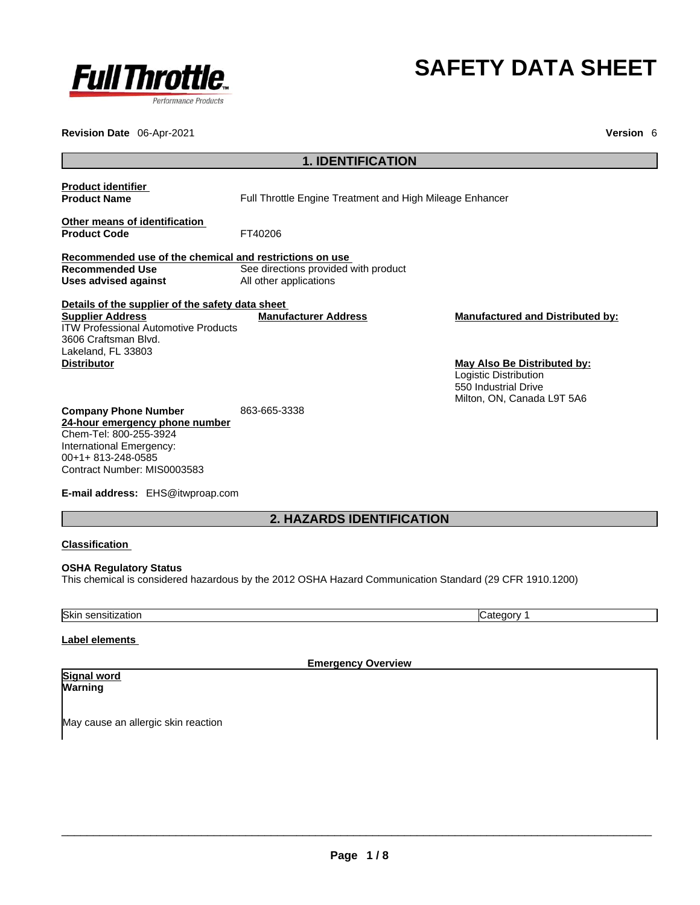# SAFETY DATA SHEET

**Revision Date** 06-Apr-2021 **Version** 6

## 1. IDENTIFICATION

**Product identifier**

**Product Name** Full Throttle Engine Treatment and High Mileage Enhancer

**Other means of identification**

**Product Code** FT40206

**Recommended use of the chemical and restrictions on use**

**Recommended Use** See directions provided with product

**Uses advised against** All other applications

**Details of the supplier of the safety data sheet**

**Supplier Address**
ITW Professional Automotive Products
3606 Craftsman Blvd.
Lakeland, FL 33803

**Manufacturer Address**

**Manufactured and Distributed by:**

**Distributor**

**May Also Be Distributed by:**
Logistic Distribution
550 Industrial Drive
Milton, ON, Canada L9T 5A6

**Company Phone Number** 863-665-3338

**24-hour emergency phone number**
Chem-Tel: 800-255-3924
International Emergency:
00+1+ 813-248-0585
Contract Number: MIS0003583

**E-mail address:** EHS@itwproap.com

## 2. HAZARDS IDENTIFICATION

**Classification**

**OSHA Regulatory Status**
This chemical is considered hazardous by the 2012 OSHA Hazard Communication Standard (29 CFR 1910.1200)

| Skin sensitization | Category 1 |
|---|---|

**Label elements**

**Emergency Overview**

**Signal word**
**Warning**

May cause an allergic skin reaction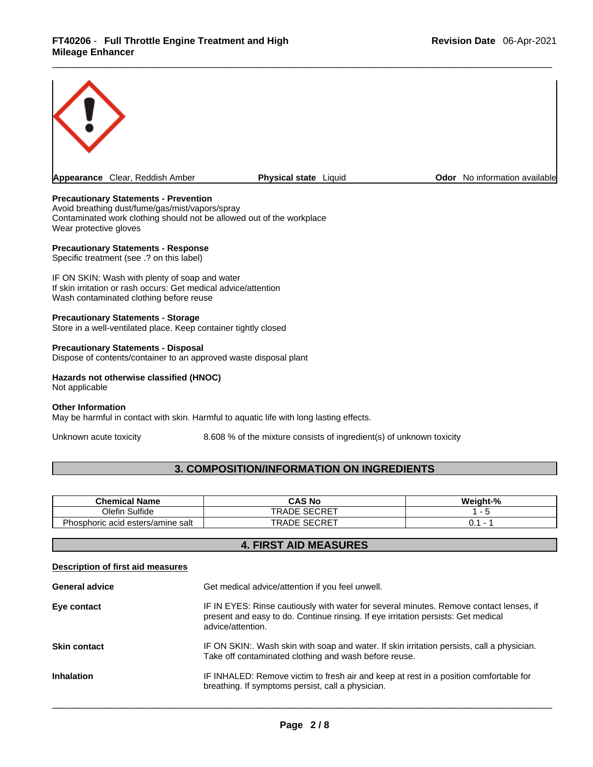Appearance Clear, Reddish Amber | Physical state Liquid | Odor No information available

**Appearance** Clear, Reddish Amber **Physical state** Liquid **Odor** No information available

**Precautionary Statements - Prevention**
Avoid breathing dust/fume/gas/mist/vapors/spray
Contaminated work clothing should not be allowed out of the workplace
Wear protective gloves

**Precautionary Statements - Response**
Specific treatment (see .? on this label)

IF ON SKIN: Wash with plenty of soap and water
If skin irritation or rash occurs: Get medical advice/attention
Wash contaminated clothing before reuse

**Precautionary Statements - Storage**
Store in a well-ventilated place. Keep container tightly closed

**Precautionary Statements - Disposal**
Dispose of contents/container to an approved waste disposal plant

**Hazards not otherwise classified (HNOC)**
Not applicable

**Other Information**
May be harmful in contact with skin. Harmful to aquatic life with long lasting effects.

Unknown acute toxicity 8.608 % of the mixture consists of ingredient(s) of unknown toxicity

## 3. COMPOSITION/INFORMATION ON INGREDIENTS

| Chemical Name | CAS No | Weight-% |
|---|---|---|
| Olefin Sulfide | TRADE SECRET | 1 - 5 |
| Phosphoric acid esters/amine salt | TRADE SECRET | 0.1 - 1 |

## 4. FIRST AID MEASURES

**Description of first aid measures**

**General advice** Get medical advice/attention if you feel unwell.

**Eye contact** IF IN EYES: Rinse cautiously with water for several minutes. Remove contact lenses, if present and easy to do. Continue rinsing. If eye irritation persists: Get medical advice/attention.

**Skin contact** IF ON SKIN:. Wash skin with soap and water. If skin irritation persists, call a physician. Take off contaminated clothing and wash before reuse.

**Inhalation** IF INHALED: Remove victim to fresh air and keep at rest in a position comfortable for breathing. If symptoms persist, call a physician.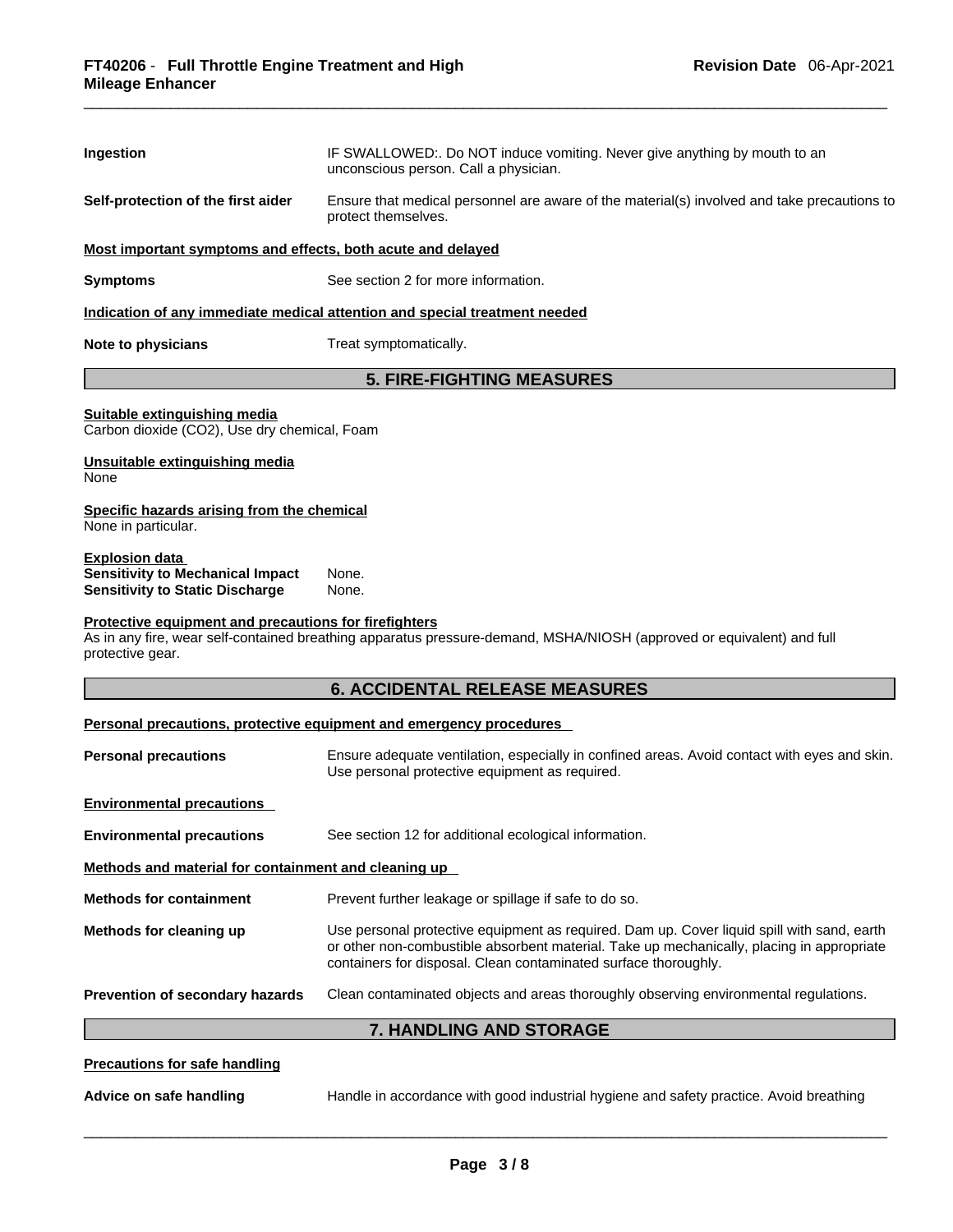**Ingestion** IF SWALLOWED:. Do NOT induce vomiting. Never give anything by mouth to an unconscious person. Call a physician.

**Self-protection of the first aider** Ensure that medical personnel are aware of the material(s) involved and take precautions to protect themselves.

**Most important symptoms and effects, both acute and delayed**

**Symptoms** See section 2 for more information.

**Indication of any immediate medical attention and special treatment needed**

**Note to physicians** Treat symptomatically.

## 5. FIRE-FIGHTING MEASURES

**Suitable extinguishing media**
Carbon dioxide ($CO_2$), Use dry chemical, Foam

**Unsuitable extinguishing media**
None

**Specific hazards arising from the chemical**
None in particular.

**Explosion data**
**Sensitivity to Mechanical Impact** None.
**Sensitivity to Static Discharge** None.

**Protective equipment and precautions for firefighters**
As in any fire, wear self-contained breathing apparatus pressure-demand, MSHA/NIOSH (approved or equivalent) and full protective gear.

## 6. ACCIDENTAL RELEASE MEASURES

**Personal precautions, protective equipment and emergency procedures**

**Personal precautions** Ensure adequate ventilation, especially in confined areas. Avoid contact with eyes and skin. Use personal protective equipment as required.

**Environmental precautions**

**Environmental precautions** See section 12 for additional ecological information.

**Methods and material for containment and cleaning up**

**Methods for containment** Prevent further leakage or spillage if safe to do so.

**Methods for cleaning up** Use personal protective equipment as required. Dam up. Cover liquid spill with sand, earth or other non-combustible absorbent material. Take up mechanically, placing in appropriate containers for disposal. Clean contaminated surface thoroughly.

**Prevention of secondary hazards** Clean contaminated objects and areas thoroughly observing environmental regulations.

## 7. HANDLING AND STORAGE

**Precautions for safe handling**

**Advice on safe handling** Handle in accordance with good industrial hygiene and safety practice. Avoid breathing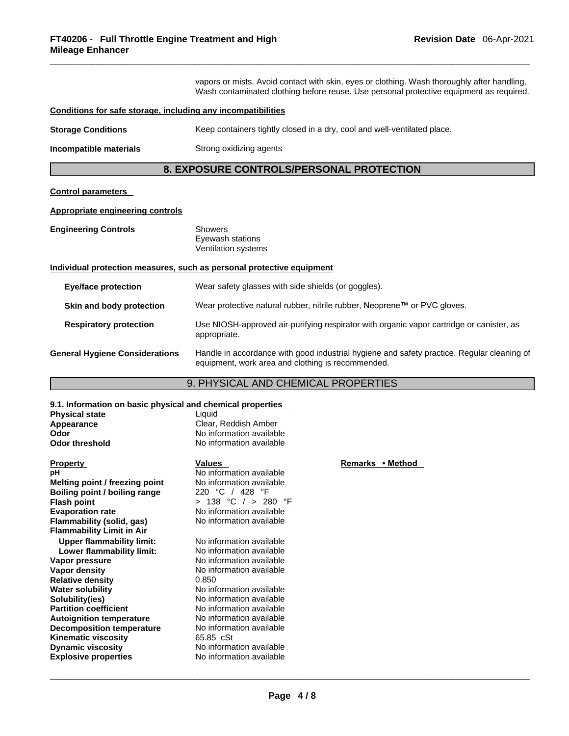vapors or mists. Avoid contact with skin, eyes or clothing. Wash thoroughly after handling. Wash contaminated clothing before reuse. Use personal protective equipment as required.

**Conditions for safe storage, including any incompatibilities**

| | |
|---|---|
| **Storage Conditions** | Keep containers tightly closed in a dry, cool and well-ventilated place. |
| **Incompatible materials** | Strong oxidizing agents |

## 8. EXPOSURE CONTROLS/PERSONAL PROTECTION

**Control parameters**

**Appropriate engineering controls**

| | |
|---|---|
| **Engineering Controls** | Showers<br>Eyewash stations<br>Ventilation systems |

**Individual protection measures, such as personal protective equipment**

| | |
|---|---|
| **Eye/face protection** | Wear safety glasses with side shields (or goggles). |
| **Skin and body protection** | Wear protective natural rubber, nitrile rubber, Neoprene™ or PVC gloves. |
| **Respiratory protection** | Use NIOSH-approved air-purifying respirator with organic vapor cartridge or canister, as appropriate. |
| **General Hygiene Considerations** | Handle in accordance with good industrial hygiene and safety practice. Regular cleaning of equipment, work area and clothing is recommended. |

## 9. PHYSICAL AND CHEMICAL PROPERTIES

**9.1. Information on basic physical and chemical properties**

| | |
|---|---|
| **Physical state** | Liquid |
| **Appearance** | Clear, Reddish Amber |
| **Odor** | No information available |
| **Odor threshold** | No information available |

| **Property** | **Values** | **Remarks • Method** |
|---|---|---|
| **pH** | No information available | |
| **Melting point / freezing point** | No information available | |
| **Boiling point / boiling range** | 220 °C / 428 °F | |
| **Flash point** | > 138 °C / > 280 °F | |
| **Evaporation rate** | No information available | |
| **Flammability (solid, gas)** | No information available | |
| **Flammability Limit in Air** | | |
| **Upper flammability limit:** | No information available | |
| **Lower flammability limit:** | No information available | |
| **Vapor pressure** | No information available | |
| **Vapor density** | No information available | |
| **Relative density** | 0.850 | |
| **Water solubility** | No information available | |
| **Solubility(ies)** | No information available | |
| **Partition coefficient** | No information available | |
| **Autoignition temperature** | No information available | |
| **Decomposition temperature** | No information available | |
| **Kinematic viscosity** | 65.85 cSt | |
| **Dynamic viscosity** | No information available | |
| **Explosive properties** | No information available | |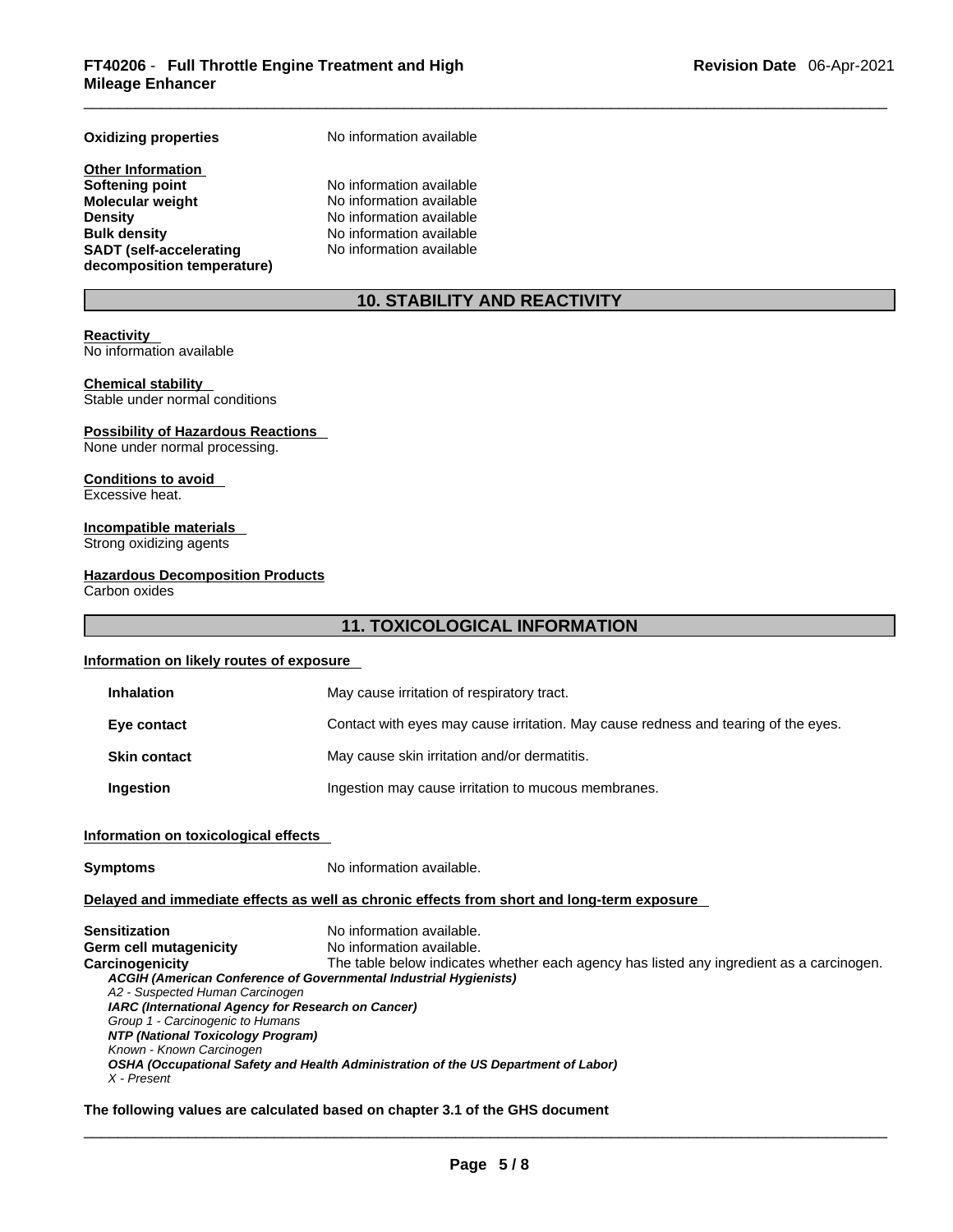**Oxidizing properties** No information available

**Other Information**

| | |
|---|---|
| **Softening point** | No information available |
| **Molecular weight** | No information available |
| **Density** | No information available |
| **Bulk density** | No information available |
| **SADT (self-accelerating decomposition temperature)** | No information available |

## 10. STABILITY AND REACTIVITY

**Reactivity**
No information available

**Chemical stability**
Stable under normal conditions

**Possibility of Hazardous Reactions**
None under normal processing.

**Conditions to avoid**
Excessive heat.

**Incompatible materials**
Strong oxidizing agents

**Hazardous Decomposition Products**
Carbon oxides

## 11. TOXICOLOGICAL INFORMATION

**Information on likely routes of exposure**

| | |
|---|---|
| **Inhalation** | May cause irritation of respiratory tract. |
| **Eye contact** | Contact with eyes may cause irritation. May cause redness and tearing of the eyes. |
| **Skin contact** | May cause skin irritation and/or dermatitis. |
| **Ingestion** | Ingestion may cause irritation to mucous membranes. |

**Information on toxicological effects**

**Symptoms** No information available.

**Delayed and immediate effects as well as chronic effects from short and long-term exposure**

| | |
|---|---|
| **Sensitization** | No information available. |
| **Germ cell mutagenicity** | No information available. |
| **Carcinogenicity** | The table below indicates whether each agency has listed any ingredient as a carcinogen. |

***ACGIH (American Conference of Governmental Industrial Hygienists)***
*A2 - Suspected Human Carcinogen*
***IARC (International Agency for Research on Cancer)***
*Group 1 - Carcinogenic to Humans*
***NTP (National Toxicology Program)***
*Known - Known Carcinogen*
***OSHA (Occupational Safety and Health Administration of the US Department of Labor)***
*X - Present*

**The following values are calculated based on chapter 3.1 of the GHS document**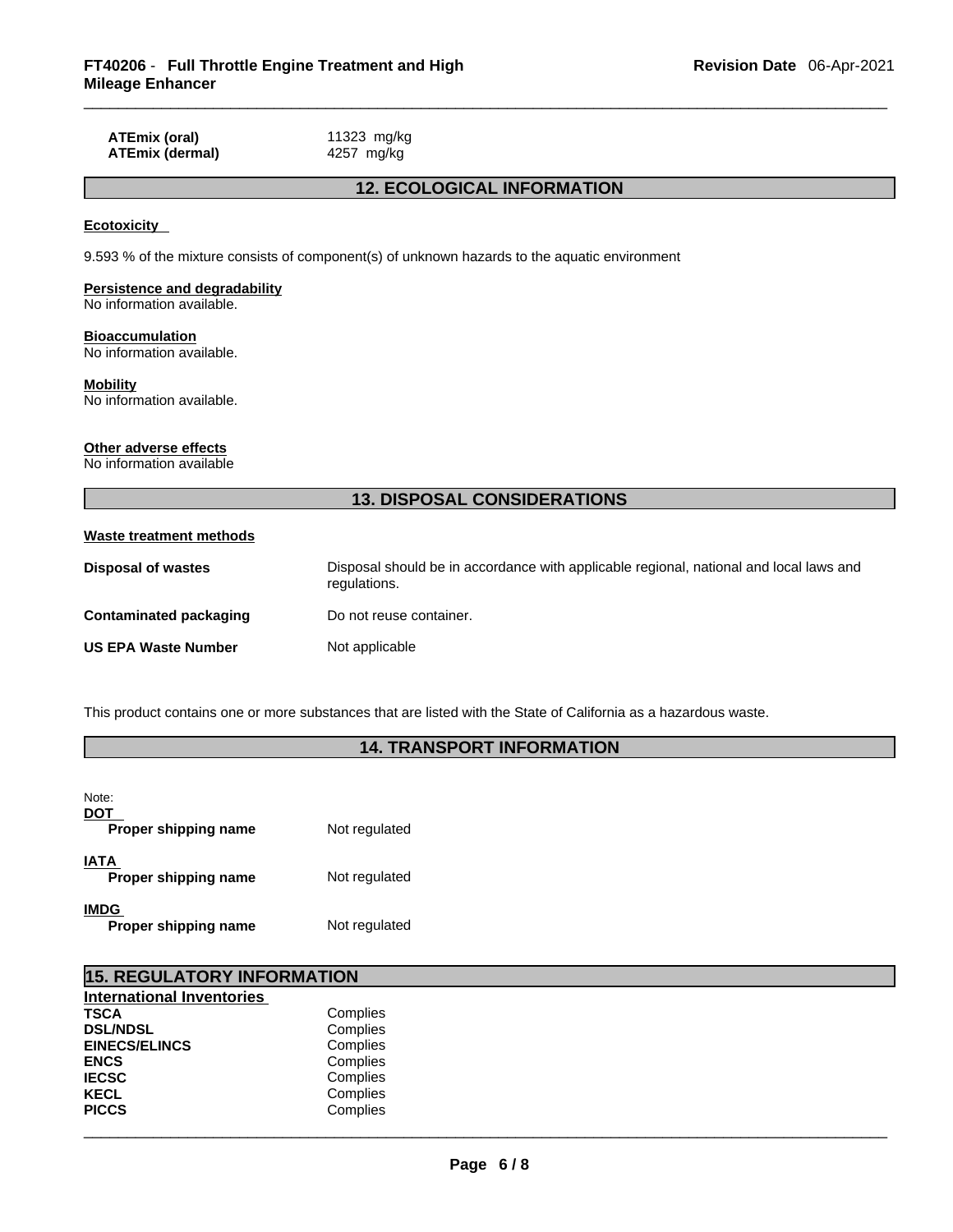| | |
|---|---|
| **ATEmix (oral)** | 11323 mg/kg |
| **ATEmix (dermal)** | 4257 mg/kg |

## 12. ECOLOGICAL INFORMATION

**Ecotoxicity**

9.593 % of the mixture consists of component(s) of unknown hazards to the aquatic environment

**Persistence and degradability**
No information available.

**Bioaccumulation**
No information available.

**Mobility**
No information available.

**Other adverse effects**
No information available

## 13. DISPOSAL CONSIDERATIONS

**Waste treatment methods**

| | |
|---|---|
| **Disposal of wastes** | Disposal should be in accordance with applicable regional, national and local laws and regulations. |
| **Contaminated packaging** | Do not reuse container. |
| **US EPA Waste Number** | Not applicable |

This product contains one or more substances that are listed with the State of California as a hazardous waste.

## 14. TRANSPORT INFORMATION

Note:

**DOT**

| | |
|---|---|
| **Proper shipping name** | Not regulated |

**IATA**

| | |
|---|---|
| **Proper shipping name** | Not regulated |

**IMDG**

| | |
|---|---|
| **Proper shipping name** | Not regulated |

## 15. REGULATORY INFORMATION

**International Inventories**

| | |
|---|---|
| **TSCA** | Complies |
| **DSL/NDSL** | Complies |
| **EINECS/ELINCS** | Complies |
| **ENCS** | Complies |
| **IECSC** | Complies |
| **KECL** | Complies |
| **PICCS** | Complies |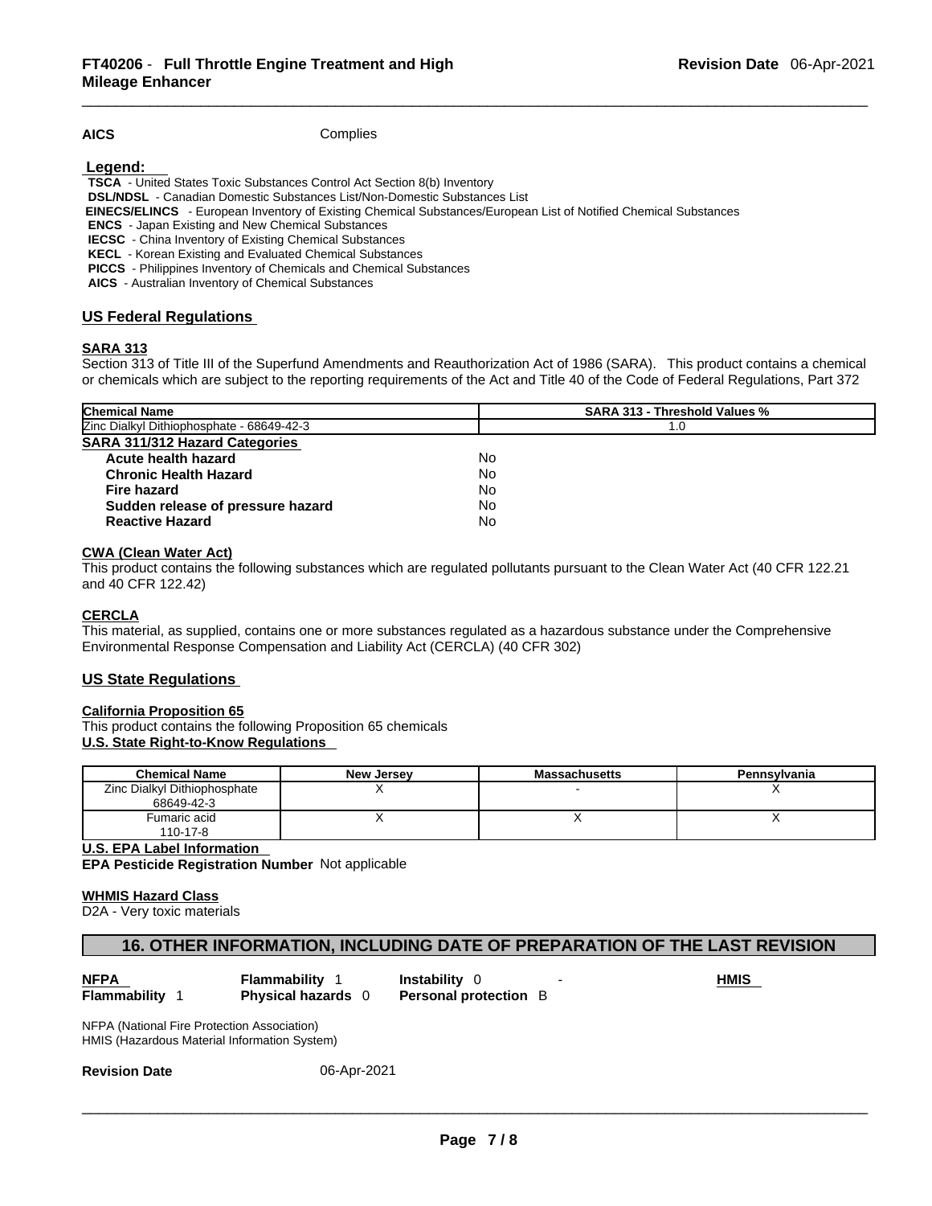**AICS** Complies

**Legend:**

**TSCA** - United States Toxic Substances Control Act Section 8(b) Inventory
**DSL/NDSL** - Canadian Domestic Substances List/Non-Domestic Substances List
**EINECS/ELINCS** - European Inventory of Existing Chemical Substances/European List of Notified Chemical Substances
**ENCS** - Japan Existing and New Chemical Substances
**IECSC** - China Inventory of Existing Chemical Substances
**KECL** - Korean Existing and Evaluated Chemical Substances
**PICCS** - Philippines Inventory of Chemicals and Chemical Substances
**AICS** - Australian Inventory of Chemical Substances

## US Federal Regulations

### SARA 313

Section 313 of Title III of the Superfund Amendments and Reauthorization Act of 1986 (SARA). This product contains a chemical or chemicals which are subject to the reporting requirements of the Act and Title 40 of the Code of Federal Regulations, Part 372

| Chemical Name | SARA 313 - Threshold Values % |
| --- | --- |
| Zinc Dialkyl Dithiophosphate - 68649-42-3 | 1.0 |

**SARA 311/312 Hazard Categories**

| | |
| --- | --- |
| **Acute health hazard** | No |
| **Chronic Health Hazard** | No |
| **Fire hazard** | No |
| **Sudden release of pressure hazard** | No |
| **Reactive Hazard** | No |

### CWA (Clean Water Act)

This product contains the following substances which are regulated pollutants pursuant to the Clean Water Act (40 CFR 122.21 and 40 CFR 122.42)

### CERCLA

This material, as supplied, contains one or more substances regulated as a hazardous substance under the Comprehensive Environmental Response Compensation and Liability Act (CERCLA) (40 CFR 302)

## US State Regulations

### California Proposition 65

This product contains the following Proposition 65 chemicals

### U.S. State Right-to-Know Regulations

| Chemical Name | New Jersey | Massachusetts | Pennsylvania |
| --- | --- | --- | --- |
| Zinc Dialkyl Dithiophosphate 68649-42-3 | X | - | X |
| Fumaric acid 110-17-8 | X | X | X |

**U.S. EPA Label Information**

**EPA Pesticide Registration Number** Not applicable

### WHMIS Hazard Class

D2A - Very toxic materials

## 16. OTHER INFORMATION, INCLUDING DATE OF PREPARATION OF THE LAST REVISION

| **NFPA** | **Flammability** 1 | **Instability** 0 | - |
| --- | --- | --- | --- |
| **HMIS** | | | |
| **Flammability** 1 | **Physical hazards** 0 | **Personal protection** B | |

NFPA (National Fire Protection Association)
HMIS (Hazardous Material Information System)

**Revision Date** 06-Apr-2021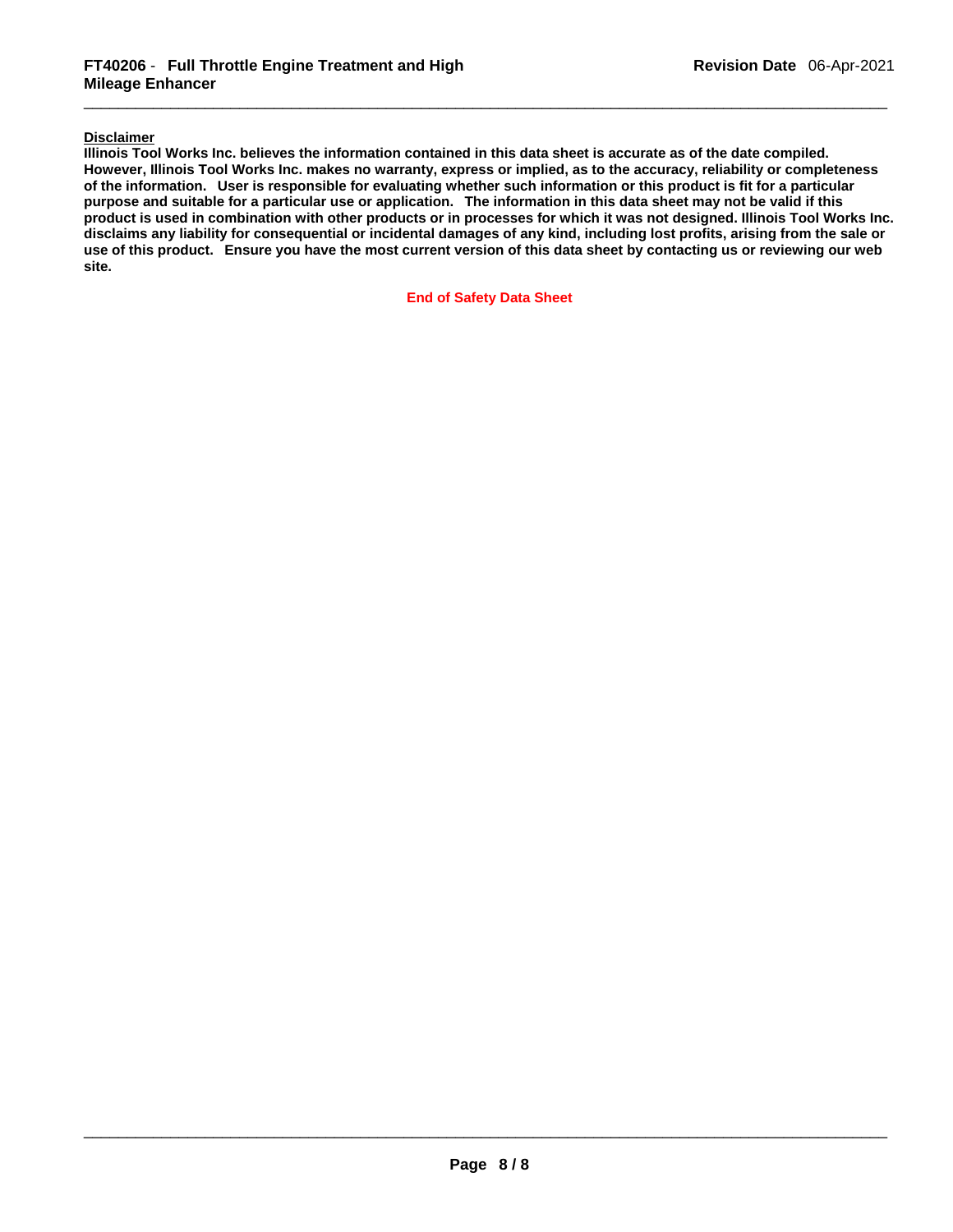**Disclaimer**

**Illinois Tool Works Inc. believes the information contained in this data sheet is accurate as of the date compiled. However, Illinois Tool Works Inc. makes no warranty, express or implied, as to the accuracy, reliability or completeness of the information. User is responsible for evaluating whether such information or this product is fit for a particular purpose and suitable for a particular use or application. The information in this data sheet may not be valid if this product is used in combination with other products or in processes for which it was not designed. Illinois Tool Works Inc. disclaims any liability for consequential or incidental damages of any kind, including lost profits, arising from the sale or use of this product. Ensure you have the most current version of this data sheet by contacting us or reviewing our web site.**

**End of Safety Data Sheet**